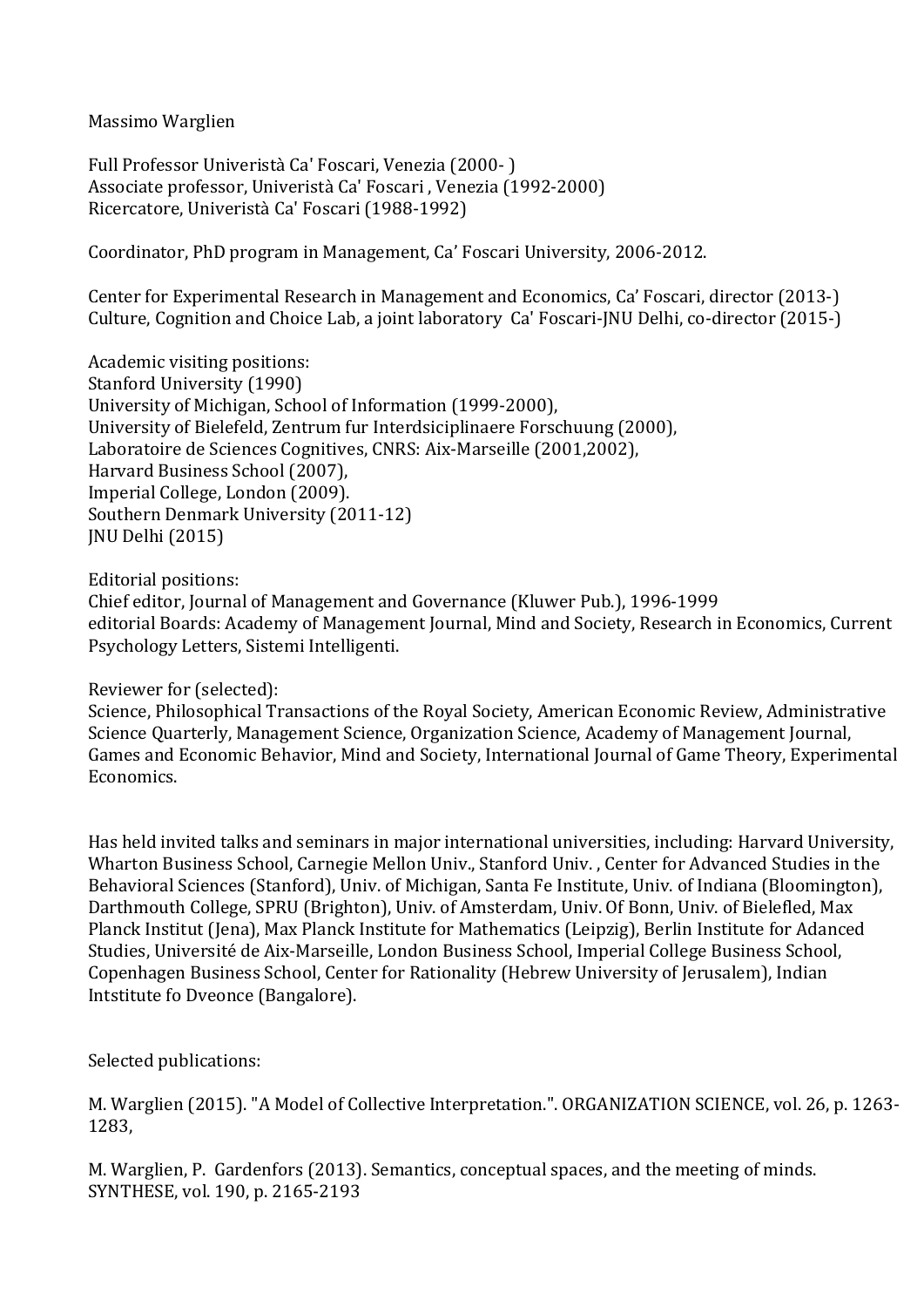Massimo Warglien

Full Professor Univeristà Ca' Foscari, Venezia (2000- )
Associate professor, Univeristà Ca' Foscari , Venezia (1992-2000)
Ricercatore, Univeristà Ca' Foscari (1988-1992)

Coordinator, PhD program in Management, Ca' Foscari University, 2006-2012.

Center for Experimental Research in Management and Economics, Ca' Foscari, director (2013-)
Culture, Cognition and Choice Lab, a joint laboratory Ca' Foscari-JNU Delhi, co-director (2015-)

Academic visiting positions:
Stanford University (1990)
University of Michigan, School of Information (1999-2000),
University of Bielefeld, Zentrum fur Interdsiciplinaere Forschuung (2000),
Laboratoire de Sciences Cognitives, CNRS: Aix-Marseille (2001,2002),
Harvard Business School (2007),
Imperial College, London (2009).
Southern Denmark University (2011-12)
JNU Delhi (2015)

Editorial positions:
Chief editor, Journal of Management and Governance (Kluwer Pub.), 1996-1999
editorial Boards: Academy of Management Journal, Mind and Society, Research in Economics, Current Psychology Letters, Sistemi Intelligenti.

Reviewer for (selected):
Science, Philosophical Transactions of the Royal Society, American Economic Review, Administrative Science Quarterly, Management Science, Organization Science, Academy of Management Journal, Games and Economic Behavior, Mind and Society, International Journal of Game Theory, Experimental Economics.

Has held invited talks and seminars in major international universities, including: Harvard University, Wharton Business School, Carnegie Mellon Univ., Stanford Univ. , Center for Advanced Studies in the Behavioral Sciences (Stanford), Univ. of Michigan, Santa Fe Institute, Univ. of Indiana (Bloomington), Darthmouth College, SPRU (Brighton), Univ. of Amsterdam, Univ. Of Bonn, Univ. of Bielefled, Max Planck Institut (Jena), Max Planck Institute for Mathematics (Leipzig), Berlin Institute for Adanced Studies, Université de Aix-Marseille, London Business School, Imperial College Business School, Copenhagen Business School, Center for Rationality (Hebrew University of Jerusalem), Indian Intstitute fo Dveonce (Bangalore).

Selected publications:

M. Warglien (2015). "A Model of Collective Interpretation.". ORGANIZATION SCIENCE, vol. 26, p. 1263-1283,

M. Warglien, P. Gardenfors (2013). Semantics, conceptual spaces, and the meeting of minds. SYNTHESE, vol. 190, p. 2165-2193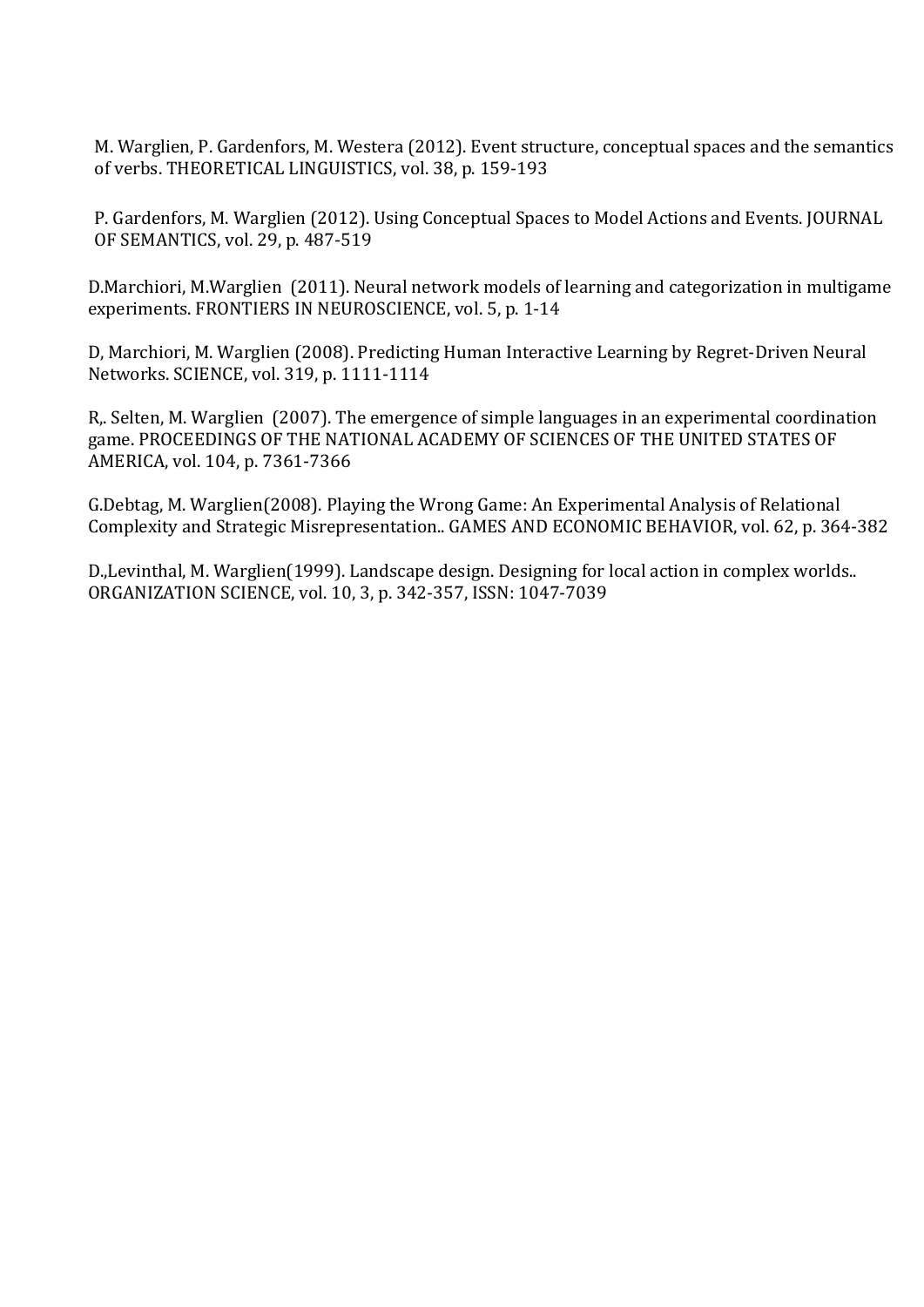M. Warglien, P. Gardenfors, M. Westera (2012). Event structure, conceptual spaces and the semantics of verbs. THEORETICAL LINGUISTICS, vol. 38, p. 159-193

P. Gardenfors, M. Warglien (2012). Using Conceptual Spaces to Model Actions and Events. JOURNAL OF SEMANTICS, vol. 29, p. 487-519

D.Marchiori, M.Warglien (2011). Neural network models of learning and categorization in multigame experiments. FRONTIERS IN NEUROSCIENCE, vol. 5, p. 1-14

D, Marchiori, M. Warglien (2008). Predicting Human Interactive Learning by Regret-Driven Neural Networks. SCIENCE, vol. 319, p. 1111-1114

R,. Selten, M. Warglien (2007). The emergence of simple languages in an experimental coordination game. PROCEEDINGS OF THE NATIONAL ACADEMY OF SCIENCES OF THE UNITED STATES OF AMERICA, vol. 104, p. 7361-7366

G.Debtag, M. Warglien(2008). Playing the Wrong Game: An Experimental Analysis of Relational Complexity and Strategic Misrepresentation.. GAMES AND ECONOMIC BEHAVIOR, vol. 62, p. 364-382

D.,Levinthal, M. Warglien(1999). Landscape design. Designing for local action in complex worlds.. ORGANIZATION SCIENCE, vol. 10, 3, p. 342-357, ISSN: 1047-7039